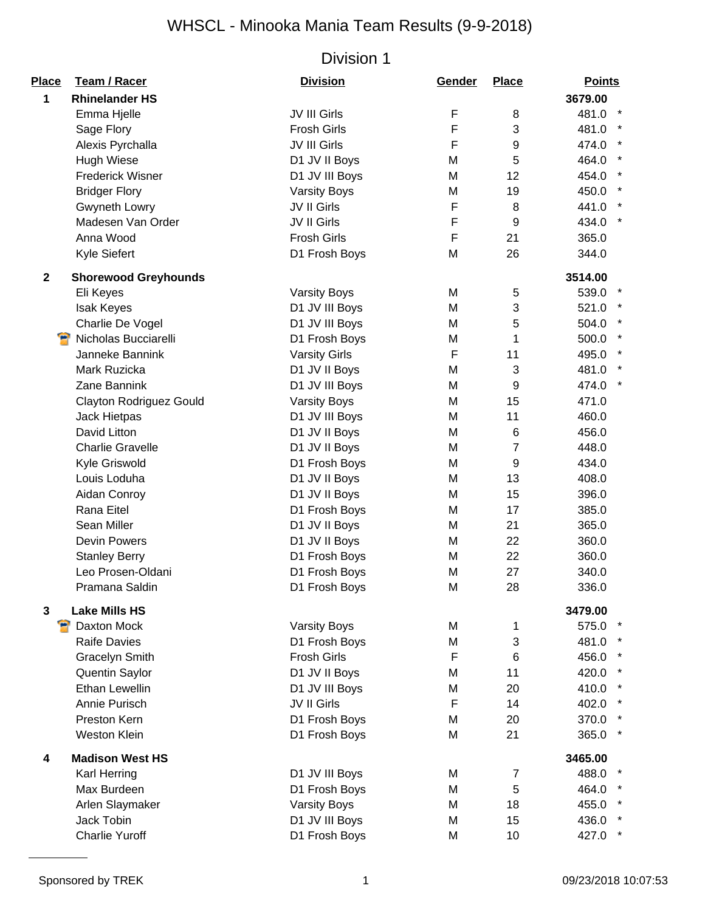# WHSCL - Minooka Mania Team Results (9-9-2018)

## Division 1

| Place | Team / Racer | Division | Gender | Place | Points | |
|---|---|---|---|---|---|---|
| **1** | **Rhinelander HS** | | | | **3679.00** | |
| | Emma Hjelle | JV III Girls | F | 8 | 481.0 | * |
| | Sage Flory | Frosh Girls | F | 3 | 481.0 | * |
| | Alexis Pyrchalla | JV III Girls | F | 9 | 474.0 | * |
| | Hugh Wiese | D1 JV II Boys | M | 5 | 464.0 | * |
| | Frederick Wisner | D1 JV III Boys | M | 12 | 454.0 | * |
| | Bridger Flory | Varsity Boys | M | 19 | 450.0 | * |
| | Gwyneth Lowry | JV II Girls | F | 8 | 441.0 | * |
| | Madesen Van Order | JV II Girls | F | 9 | 434.0 | * |
| | Anna Wood | Frosh Girls | F | 21 | 365.0 | |
| | Kyle Siefert | D1 Frosh Boys | M | 26 | 344.0 | |
| **2** | **Shorewood Greyhounds** | | | | **3514.00** | |
| | Eli Keyes | Varsity Boys | M | 5 | 539.0 | * |
| | Isak Keyes | D1 JV III Boys | M | 3 | 521.0 | * |
| | Charlie De Vogel | D1 JV III Boys | M | 5 | 504.0 | * |
| | Nicholas Bucciarelli | D1 Frosh Boys | M | 1 | 500.0 | * |
| | Janneke Bannink | Varsity Girls | F | 11 | 495.0 | * |
| | Mark Ruzicka | D1 JV II Boys | M | 3 | 481.0 | * |
| | Zane Bannink | D1 JV III Boys | M | 9 | 474.0 | * |
| | Clayton Rodriguez Gould | Varsity Boys | M | 15 | 471.0 | |
| | Jack Hietpas | D1 JV III Boys | M | 11 | 460.0 | |
| | David Litton | D1 JV II Boys | M | 6 | 456.0 | |
| | Charlie Gravelle | D1 JV II Boys | M | 7 | 448.0 | |
| | Kyle Griswold | D1 Frosh Boys | M | 9 | 434.0 | |
| | Louis Loduha | D1 JV II Boys | M | 13 | 408.0 | |
| | Aidan Conroy | D1 JV II Boys | M | 15 | 396.0 | |
| | Rana Eitel | D1 Frosh Boys | M | 17 | 385.0 | |
| | Sean Miller | D1 JV II Boys | M | 21 | 365.0 | |
| | Devin Powers | D1 JV II Boys | M | 22 | 360.0 | |
| | Stanley Berry | D1 Frosh Boys | M | 22 | 360.0 | |
| | Leo Prosen-Oldani | D1 Frosh Boys | M | 27 | 340.0 | |
| | Pramana Saldin | D1 Frosh Boys | M | 28 | 336.0 | |
| **3** | **Lake Mills HS** | | | | **3479.00** | |
| | Daxton Mock | Varsity Boys | M | 1 | 575.0 | * |
| | Raife Davies | D1 Frosh Boys | M | 3 | 481.0 | * |
| | Gracelyn Smith | Frosh Girls | F | 6 | 456.0 | * |
| | Quentin Saylor | D1 JV II Boys | M | 11 | 420.0 | * |
| | Ethan Lewellin | D1 JV III Boys | M | 20 | 410.0 | * |
| | Annie Purisch | JV II Girls | F | 14 | 402.0 | * |
| | Preston Kern | D1 Frosh Boys | M | 20 | 370.0 | * |
| | Weston Klein | D1 Frosh Boys | M | 21 | 365.0 | * |
| **4** | **Madison West HS** | | | | **3465.00** | |
| | Karl Herring | D1 JV III Boys | M | 7 | 488.0 | * |
| | Max Burdeen | D1 Frosh Boys | M | 5 | 464.0 | * |
| | Arlen Slaymaker | Varsity Boys | M | 18 | 455.0 | * |
| | Jack Tobin | D1 JV III Boys | M | 15 | 436.0 | * |
| | Charlie Yuroff | D1 Frosh Boys | M | 10 | 427.0 | * |

Sponsored by TREK

09/23/2018 10:07:53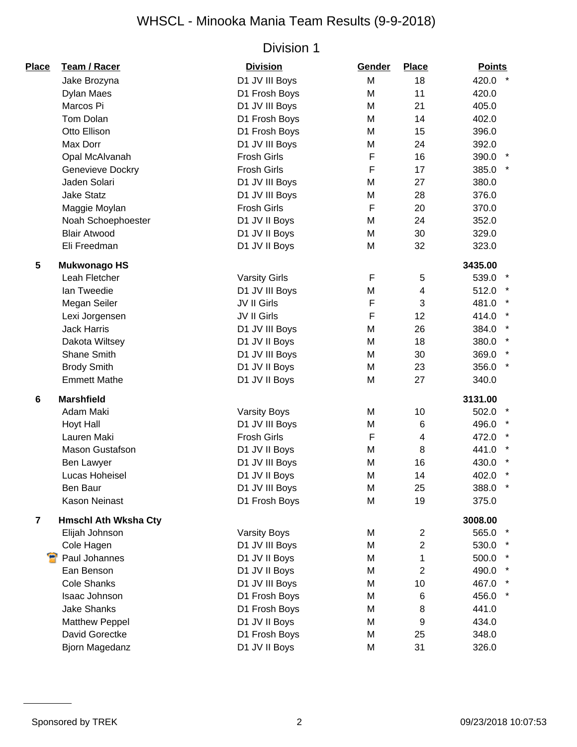# WHSCL - Minooka Mania Team Results (9-9-2018)

## Division 1

| Place | Team / Racer | Division | Gender | Place | Points | |
|---|---|---|---|---|---|---|
| | Jake Brozyna | D1 JV III Boys | M | 18 | 420.0 | * |
| | Dylan Maes | D1 Frosh Boys | M | 11 | 420.0 | |
| | Marcos Pi | D1 JV III Boys | M | 21 | 405.0 | |
| | Tom Dolan | D1 Frosh Boys | M | 14 | 402.0 | |
| | Otto Ellison | D1 Frosh Boys | M | 15 | 396.0 | |
| | Max Dorr | D1 JV III Boys | M | 24 | 392.0 | |
| | Opal McAlvanah | Frosh Girls | F | 16 | 390.0 | * |
| | Genevieve Dockry | Frosh Girls | F | 17 | 385.0 | * |
| | Jaden Solari | D1 JV III Boys | M | 27 | 380.0 | |
| | Jake Statz | D1 JV III Boys | M | 28 | 376.0 | |
| | Maggie Moylan | Frosh Girls | F | 20 | 370.0 | |
| | Noah Schoephoester | D1 JV II Boys | M | 24 | 352.0 | |
| | Blair Atwood | D1 JV II Boys | M | 30 | 329.0 | |
| | Eli Freedman | D1 JV II Boys | M | 32 | 323.0 | |
| **5** | **Mukwonago HS** | | | | **3435.00** | |
| | Leah Fletcher | Varsity Girls | F | 5 | 539.0 | * |
| | Ian Tweedie | D1 JV III Boys | M | 4 | 512.0 | * |
| | Megan Seiler | JV II Girls | F | 3 | 481.0 | * |
| | Lexi Jorgensen | JV II Girls | F | 12 | 414.0 | * |
| | Jack Harris | D1 JV III Boys | M | 26 | 384.0 | * |
| | Dakota Wiltsey | D1 JV II Boys | M | 18 | 380.0 | * |
| | Shane Smith | D1 JV III Boys | M | 30 | 369.0 | * |
| | Brody Smith | D1 JV II Boys | M | 23 | 356.0 | * |
| | Emmett Mathe | D1 JV II Boys | M | 27 | 340.0 | |
| **6** | **Marshfield** | | | | **3131.00** | |
| | Adam Maki | Varsity Boys | M | 10 | 502.0 | * |
| | Hoyt Hall | D1 JV III Boys | M | 6 | 496.0 | * |
| | Lauren Maki | Frosh Girls | F | 4 | 472.0 | * |
| | Mason Gustafson | D1 JV II Boys | M | 8 | 441.0 | * |
| | Ben Lawyer | D1 JV III Boys | M | 16 | 430.0 | * |
| | Lucas Hoheisel | D1 JV II Boys | M | 14 | 402.0 | * |
| | Ben Baur | D1 JV III Boys | M | 25 | 388.0 | * |
| | Kason Neinast | D1 Frosh Boys | M | 19 | 375.0 | |
| **7** | **Hmschl Ath Wksha Cty** | | | | **3008.00** | |
| | Elijah Johnson | Varsity Boys | M | 2 | 565.0 | * |
| | Cole Hagen | D1 JV III Boys | M | 2 | 530.0 | * |
| | Paul Johannes | D1 JV II Boys | M | 1 | 500.0 | * |
| | Ean Benson | D1 JV II Boys | M | 2 | 490.0 | * |
| | Cole Shanks | D1 JV III Boys | M | 10 | 467.0 | * |
| | Isaac Johnson | D1 Frosh Boys | M | 6 | 456.0 | * |
| | Jake Shanks | D1 Frosh Boys | M | 8 | 441.0 | |
| | Matthew Peppel | D1 JV II Boys | M | 9 | 434.0 | |
| | David Gorectke | D1 Frosh Boys | M | 25 | 348.0 | |
| | Bjorn Magedanz | D1 JV II Boys | M | 31 | 326.0 | |

Sponsored by TREK

09/23/2018 10:07:53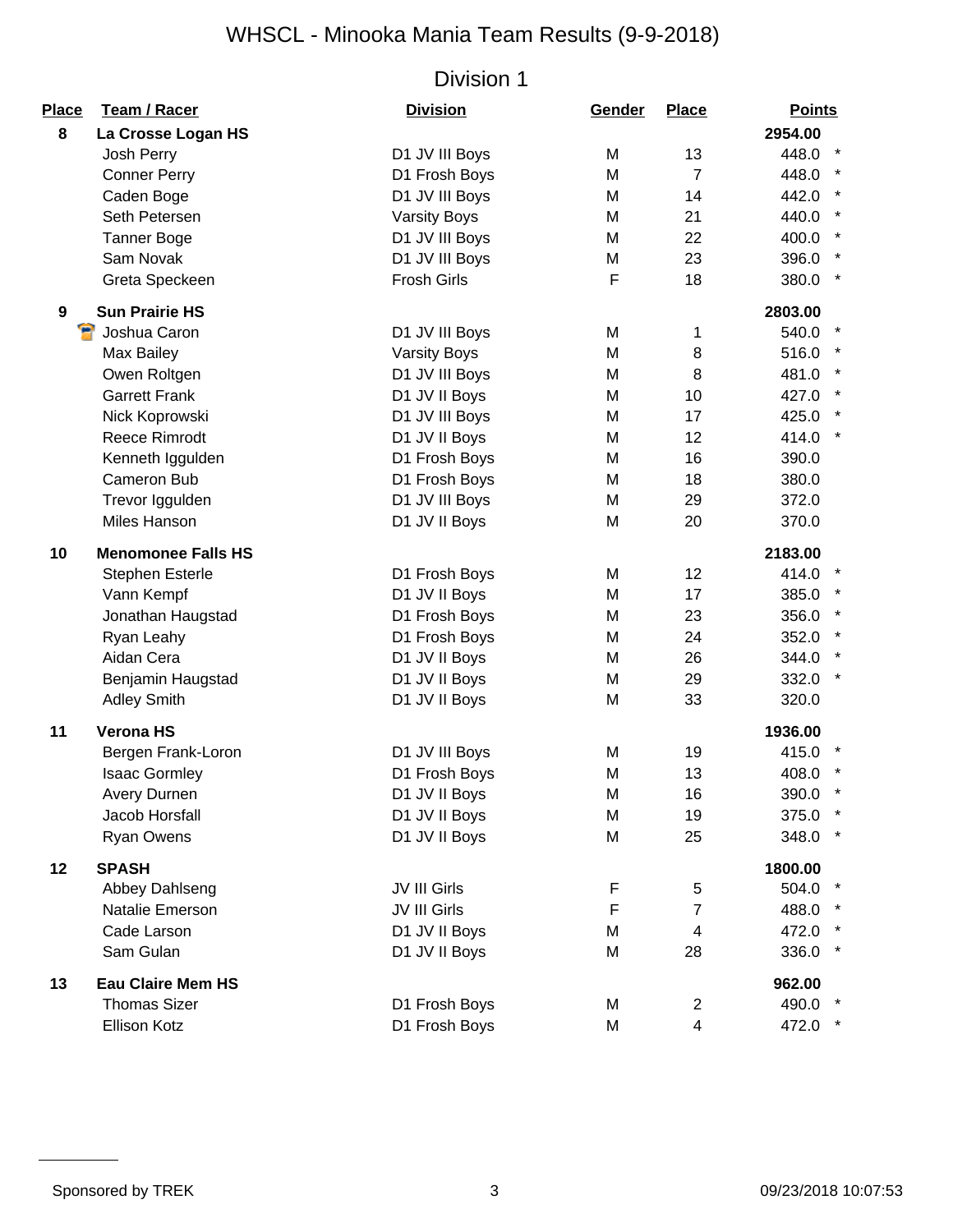# WHSCL - Minooka Mania Team Results (9-9-2018)

## Division 1

| Place | Team / Racer | Division | Gender | Place | Points | |
|---|---|---|---|---|---|---|
| **8** | **La Crosse Logan HS** | | | | **2954.00** | |
| | Josh Perry | D1 JV III Boys | M | 13 | 448.0 | * |
| | Conner Perry | D1 Frosh Boys | M | 7 | 448.0 | * |
| | Caden Boge | D1 JV III Boys | M | 14 | 442.0 | * |
| | Seth Petersen | Varsity Boys | M | 21 | 440.0 | * |
| | Tanner Boge | D1 JV III Boys | M | 22 | 400.0 | * |
| | Sam Novak | D1 JV III Boys | M | 23 | 396.0 | * |
| | Greta Speckeen | Frosh Girls | F | 18 | 380.0 | * |
| **9** | **Sun Prairie HS** | | | | **2803.00** | |
| | Joshua Caron | D1 JV III Boys | M | 1 | 540.0 | * |
| | Max Bailey | Varsity Boys | M | 8 | 516.0 | * |
| | Owen Roltgen | D1 JV III Boys | M | 8 | 481.0 | * |
| | Garrett Frank | D1 JV II Boys | M | 10 | 427.0 | * |
| | Nick Koprowski | D1 JV III Boys | M | 17 | 425.0 | * |
| | Reece Rimrodt | D1 JV II Boys | M | 12 | 414.0 | * |
| | Kenneth Iggulden | D1 Frosh Boys | M | 16 | 390.0 | |
| | Cameron Bub | D1 Frosh Boys | M | 18 | 380.0 | |
| | Trevor Iggulden | D1 JV III Boys | M | 29 | 372.0 | |
| | Miles Hanson | D1 JV II Boys | M | 20 | 370.0 | |
| **10** | **Menomonee Falls HS** | | | | **2183.00** | |
| | Stephen Esterle | D1 Frosh Boys | M | 12 | 414.0 | * |
| | Vann Kempf | D1 JV II Boys | M | 17 | 385.0 | * |
| | Jonathan Haugstad | D1 Frosh Boys | M | 23 | 356.0 | * |
| | Ryan Leahy | D1 Frosh Boys | M | 24 | 352.0 | * |
| | Aidan Cera | D1 JV II Boys | M | 26 | 344.0 | * |
| | Benjamin Haugstad | D1 JV II Boys | M | 29 | 332.0 | * |
| | Adley Smith | D1 JV II Boys | M | 33 | 320.0 | |
| **11** | **Verona HS** | | | | **1936.00** | |
| | Bergen Frank-Loron | D1 JV III Boys | M | 19 | 415.0 | * |
| | Isaac Gormley | D1 Frosh Boys | M | 13 | 408.0 | * |
| | Avery Durnen | D1 JV II Boys | M | 16 | 390.0 | * |
| | Jacob Horsfall | D1 JV II Boys | M | 19 | 375.0 | * |
| | Ryan Owens | D1 JV II Boys | M | 25 | 348.0 | * |
| **12** | **SPASH** | | | | **1800.00** | |
| | Abbey Dahlseng | JV III Girls | F | 5 | 504.0 | * |
| | Natalie Emerson | JV III Girls | F | 7 | 488.0 | * |
| | Cade Larson | D1 JV II Boys | M | 4 | 472.0 | * |
| | Sam Gulan | D1 JV II Boys | M | 28 | 336.0 | * |
| **13** | **Eau Claire Mem HS** | | | | **962.00** | |
| | Thomas Sizer | D1 Frosh Boys | M | 2 | 490.0 | * |
| | Ellison Kotz | D1 Frosh Boys | M | 4 | 472.0 | * |

Sponsored by TREK

09/23/2018 10:07:53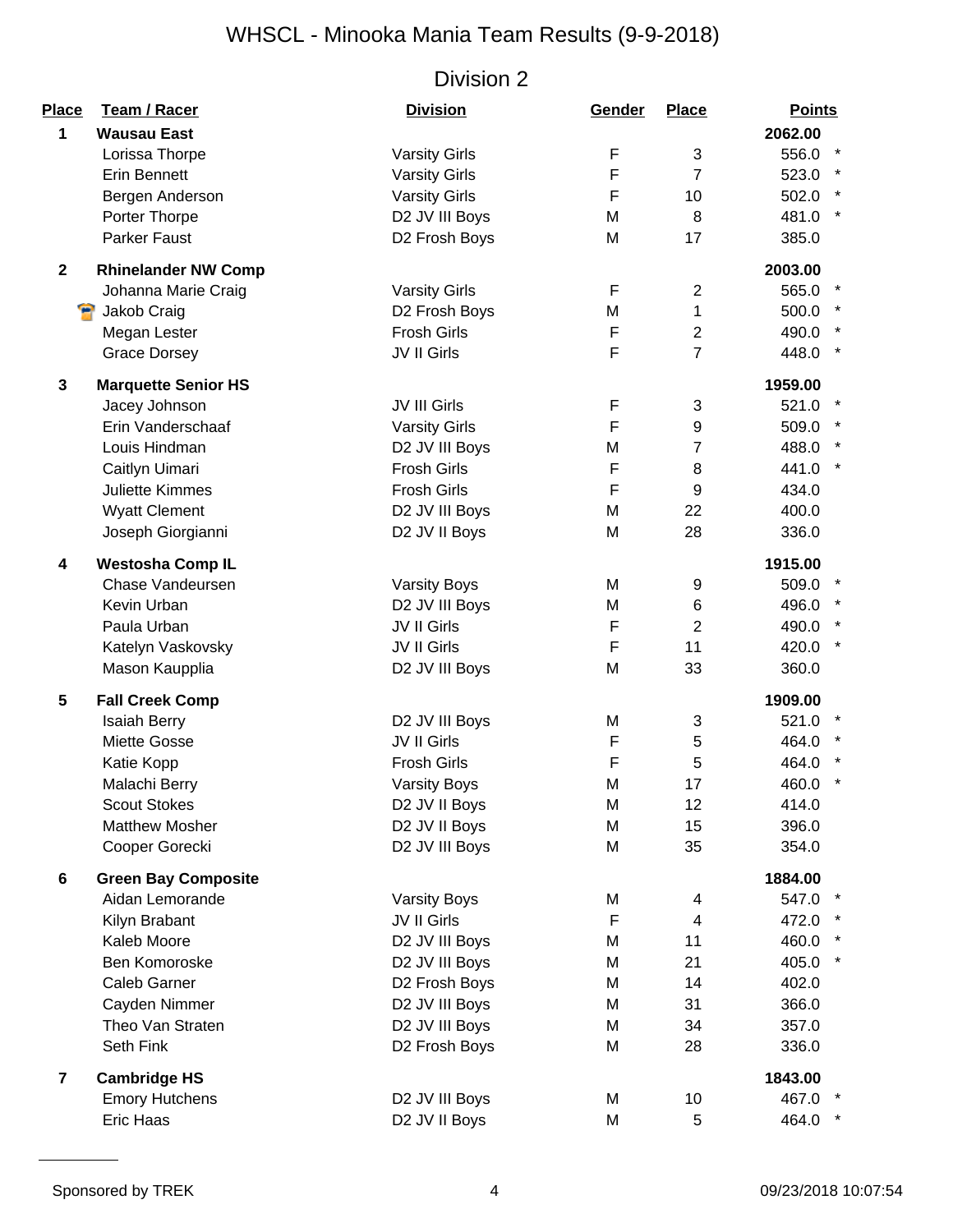# WHSCL - Minooka Mania Team Results (9-9-2018)

## Division 2

| Place | Team / Racer | Division | Gender | Place | Points | |
|---|---|---|---|---|---|---|
| **1** | **Wausau East** | | | | **2062.00** | |
| | Lorissa Thorpe | Varsity Girls | F | 3 | 556.0 | * |
| | Erin Bennett | Varsity Girls | F | 7 | 523.0 | * |
| | Bergen Anderson | Varsity Girls | F | 10 | 502.0 | * |
| | Porter Thorpe | D2 JV III Boys | M | 8 | 481.0 | * |
| | Parker Faust | D2 Frosh Boys | M | 17 | 385.0 | |
| **2** | **Rhinelander NW Comp** | | | | **2003.00** | |
| | Johanna Marie Craig | Varsity Girls | F | 2 | 565.0 | * |
| | Jakob Craig | D2 Frosh Boys | M | 1 | 500.0 | * |
| | Megan Lester | Frosh Girls | F | 2 | 490.0 | * |
| | Grace Dorsey | JV II Girls | F | 7 | 448.0 | * |
| **3** | **Marquette Senior HS** | | | | **1959.00** | |
| | Jacey Johnson | JV III Girls | F | 3 | 521.0 | * |
| | Erin Vanderschaaf | Varsity Girls | F | 9 | 509.0 | * |
| | Louis Hindman | D2 JV III Boys | M | 7 | 488.0 | * |
| | Caitlyn Uimari | Frosh Girls | F | 8 | 441.0 | * |
| | Juliette Kimmes | Frosh Girls | F | 9 | 434.0 | |
| | Wyatt Clement | D2 JV III Boys | M | 22 | 400.0 | |
| | Joseph Giorgianni | D2 JV II Boys | M | 28 | 336.0 | |
| **4** | **Westosha Comp IL** | | | | **1915.00** | |
| | Chase Vandeursen | Varsity Boys | M | 9 | 509.0 | * |
| | Kevin Urban | D2 JV III Boys | M | 6 | 496.0 | * |
| | Paula Urban | JV II Girls | F | 2 | 490.0 | * |
| | Katelyn Vaskovsky | JV II Girls | F | 11 | 420.0 | * |
| | Mason Kaupplia | D2 JV III Boys | M | 33 | 360.0 | |
| **5** | **Fall Creek Comp** | | | | **1909.00** | |
| | Isaiah Berry | D2 JV III Boys | M | 3 | 521.0 | * |
| | Miette Gosse | JV II Girls | F | 5 | 464.0 | * |
| | Katie Kopp | Frosh Girls | F | 5 | 464.0 | * |
| | Malachi Berry | Varsity Boys | M | 17 | 460.0 | * |
| | Scout Stokes | D2 JV II Boys | M | 12 | 414.0 | |
| | Matthew Mosher | D2 JV II Boys | M | 15 | 396.0 | |
| | Cooper Gorecki | D2 JV III Boys | M | 35 | 354.0 | |
| **6** | **Green Bay Composite** | | | | **1884.00** | |
| | Aidan Lemorande | Varsity Boys | M | 4 | 547.0 | * |
| | Kilyn Brabant | JV II Girls | F | 4 | 472.0 | * |
| | Kaleb Moore | D2 JV III Boys | M | 11 | 460.0 | * |
| | Ben Komoroske | D2 JV III Boys | M | 21 | 405.0 | * |
| | Caleb Garner | D2 Frosh Boys | M | 14 | 402.0 | |
| | Cayden Nimmer | D2 JV III Boys | M | 31 | 366.0 | |
| | Theo Van Straten | D2 JV III Boys | M | 34 | 357.0 | |
| | Seth Fink | D2 Frosh Boys | M | 28 | 336.0 | |
| **7** | **Cambridge HS** | | | | **1843.00** | |
| | Emory Hutchens | D2 JV III Boys | M | 10 | 467.0 | * |
| | Eric Haas | D2 JV II Boys | M | 5 | 464.0 | * |

Sponsored by TREK

09/23/2018 10:07:54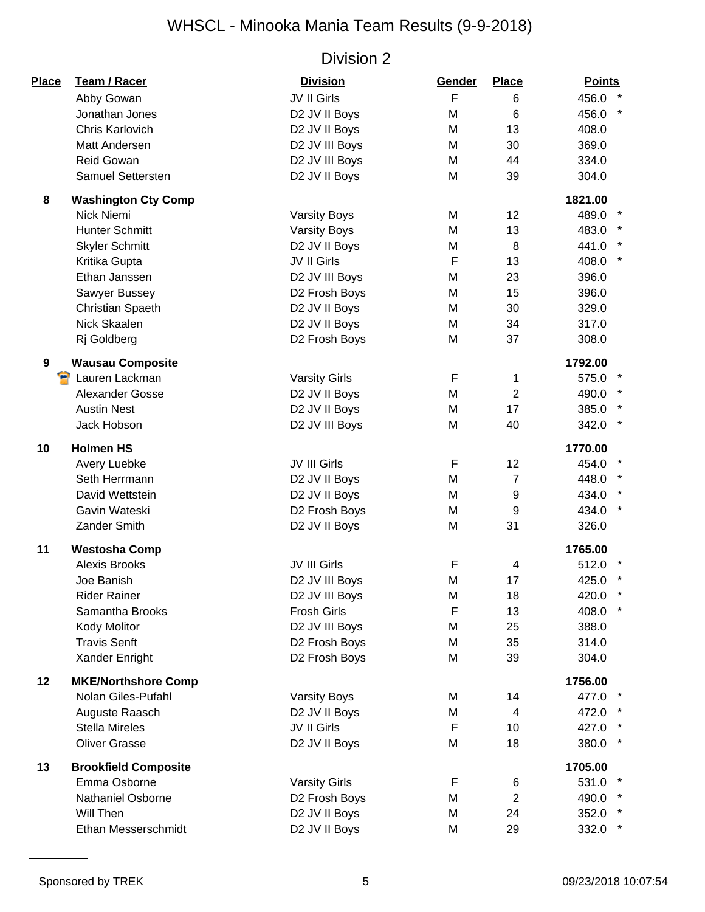# WHSCL - Minooka Mania Team Results (9-9-2018)

## Division 2

| Place | Team / Racer | Division | Gender | Place | Points |
|---|---|---|---|---|---|
| | Abby Gowan | JV II Girls | F | 6 | 456.0 * |
| | Jonathan Jones | D2 JV II Boys | M | 6 | 456.0 * |
| | Chris Karlovich | D2 JV II Boys | M | 13 | 408.0 |
| | Matt Andersen | D2 JV III Boys | M | 30 | 369.0 |
| | Reid Gowan | D2 JV III Boys | M | 44 | 334.0 |
| | Samuel Settersten | D2 JV II Boys | M | 39 | 304.0 |
| **8** | **Washington Cty Comp** | | | | **1821.00** |
| | Nick Niemi | Varsity Boys | M | 12 | 489.0 * |
| | Hunter Schmitt | Varsity Boys | M | 13 | 483.0 * |
| | Skyler Schmitt | D2 JV II Boys | M | 8 | 441.0 * |
| | Kritika Gupta | JV II Girls | F | 13 | 408.0 * |
| | Ethan Janssen | D2 JV III Boys | M | 23 | 396.0 |
| | Sawyer Bussey | D2 Frosh Boys | M | 15 | 396.0 |
| | Christian Spaeth | D2 JV II Boys | M | 30 | 329.0 |
| | Nick Skaalen | D2 JV II Boys | M | 34 | 317.0 |
| | Rj Goldberg | D2 Frosh Boys | M | 37 | 308.0 |
| **9** | **Wausau Composite** | | | | **1792.00** |
| | Lauren Lackman | Varsity Girls | F | 1 | 575.0 * |
| | Alexander Gosse | D2 JV II Boys | M | 2 | 490.0 * |
| | Austin Nest | D2 JV II Boys | M | 17 | 385.0 * |
| | Jack Hobson | D2 JV III Boys | M | 40 | 342.0 * |
| **10** | **Holmen HS** | | | | **1770.00** |
| | Avery Luebke | JV III Girls | F | 12 | 454.0 * |
| | Seth Herrmann | D2 JV II Boys | M | 7 | 448.0 * |
| | David Wettstein | D2 JV II Boys | M | 9 | 434.0 * |
| | Gavin Wateski | D2 Frosh Boys | M | 9 | 434.0 * |
| | Zander Smith | D2 JV II Boys | M | 31 | 326.0 |
| **11** | **Westosha Comp** | | | | **1765.00** |
| | Alexis Brooks | JV III Girls | F | 4 | 512.0 * |
| | Joe Banish | D2 JV III Boys | M | 17 | 425.0 * |
| | Rider Rainer | D2 JV III Boys | M | 18 | 420.0 * |
| | Samantha Brooks | Frosh Girls | F | 13 | 408.0 * |
| | Kody Molitor | D2 JV III Boys | M | 25 | 388.0 |
| | Travis Senft | D2 Frosh Boys | M | 35 | 314.0 |
| | Xander Enright | D2 Frosh Boys | M | 39 | 304.0 |
| **12** | **MKE/Northshore Comp** | | | | **1756.00** |
| | Nolan Giles-Pufahl | Varsity Boys | M | 14 | 477.0 * |
| | Auguste Raasch | D2 JV II Boys | M | 4 | 472.0 * |
| | Stella Mireles | JV II Girls | F | 10 | 427.0 * |
| | Oliver Grasse | D2 JV II Boys | M | 18 | 380.0 * |
| **13** | **Brookfield Composite** | | | | **1705.00** |
| | Emma Osborne | Varsity Girls | F | 6 | 531.0 * |
| | Nathaniel Osborne | D2 Frosh Boys | M | 2 | 490.0 * |
| | Will Then | D2 JV II Boys | M | 24 | 352.0 * |
| | Ethan Messerschmidt | D2 JV II Boys | M | 29 | 332.0 * |

Sponsored by TREK

09/23/2018 10:07:54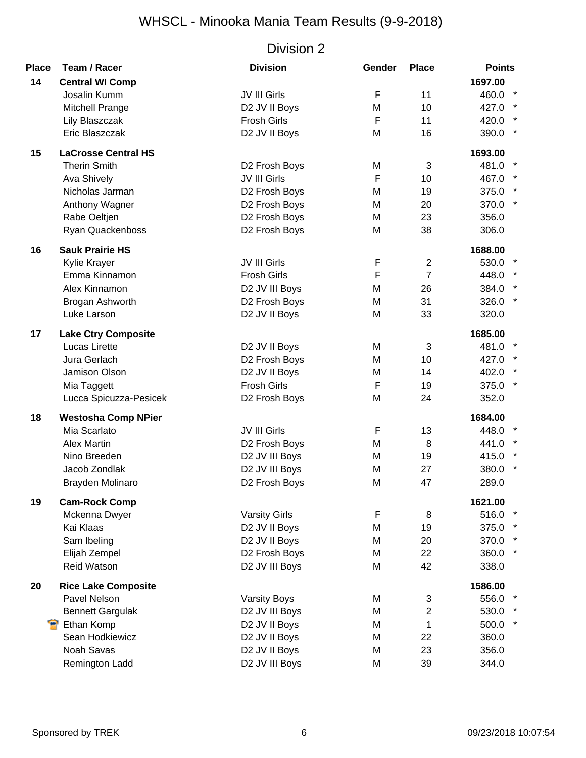# WHSCL - Minooka Mania Team Results (9-9-2018)

## Division 2

| Place | Team / Racer | Division | Gender | Place | Points | |
|---|---|---|---|---|---|---|
| 14 | **Central WI Comp** | | | | **1697.00** | |
| | Josalin Kumm | JV III Girls | F | 11 | 460.0 | * |
| | Mitchell Prange | D2 JV II Boys | M | 10 | 427.0 | * |
| | Lily Blaszczak | Frosh Girls | F | 11 | 420.0 | * |
| | Eric Blaszczak | D2 JV II Boys | M | 16 | 390.0 | * |
| 15 | **LaCrosse Central HS** | | | | **1693.00** | |
| | Therin Smith | D2 Frosh Boys | M | 3 | 481.0 | * |
| | Ava Shively | JV III Girls | F | 10 | 467.0 | * |
| | Nicholas Jarman | D2 Frosh Boys | M | 19 | 375.0 | * |
| | Anthony Wagner | D2 Frosh Boys | M | 20 | 370.0 | * |
| | Rabe Oeltjen | D2 Frosh Boys | M | 23 | 356.0 | |
| | Ryan Quackenboss | D2 Frosh Boys | M | 38 | 306.0 | |
| 16 | **Sauk Prairie HS** | | | | **1688.00** | |
| | Kylie Krayer | JV III Girls | F | 2 | 530.0 | * |
| | Emma Kinnamon | Frosh Girls | F | 7 | 448.0 | * |
| | Alex Kinnamon | D2 JV III Boys | M | 26 | 384.0 | * |
| | Brogan Ashworth | D2 Frosh Boys | M | 31 | 326.0 | * |
| | Luke Larson | D2 JV II Boys | M | 33 | 320.0 | |
| 17 | **Lake Ctry Composite** | | | | **1685.00** | |
| | Lucas Lirette | D2 JV II Boys | M | 3 | 481.0 | * |
| | Jura Gerlach | D2 Frosh Boys | M | 10 | 427.0 | * |
| | Jamison Olson | D2 JV II Boys | M | 14 | 402.0 | * |
| | Mia Taggett | Frosh Girls | F | 19 | 375.0 | * |
| | Lucca Spicuzza-Pesicek | D2 Frosh Boys | M | 24 | 352.0 | |
| 18 | **Westosha Comp NPier** | | | | **1684.00** | |
| | Mia Scarlato | JV III Girls | F | 13 | 448.0 | * |
| | Alex Martin | D2 Frosh Boys | M | 8 | 441.0 | * |
| | Nino Breeden | D2 JV III Boys | M | 19 | 415.0 | * |
| | Jacob Zondlak | D2 JV III Boys | M | 27 | 380.0 | * |
| | Brayden Molinaro | D2 Frosh Boys | M | 47 | 289.0 | |
| 19 | **Cam-Rock Comp** | | | | **1621.00** | |
| | Mckenna Dwyer | Varsity Girls | F | 8 | 516.0 | * |
| | Kai Klaas | D2 JV II Boys | M | 19 | 375.0 | * |
| | Sam Ibeling | D2 JV II Boys | M | 20 | 370.0 | * |
| | Elijah Zempel | D2 Frosh Boys | M | 22 | 360.0 | * |
| | Reid Watson | D2 JV III Boys | M | 42 | 338.0 | |
| 20 | **Rice Lake Composite** | | | | **1586.00** | |
| | Pavel Nelson | Varsity Boys | M | 3 | 556.0 | * |
| | Bennett Gargulak | D2 JV III Boys | M | 2 | 530.0 | * |
| | Ethan Komp | D2 JV II Boys | M | 1 | 500.0 | * |
| | Sean Hodkiewicz | D2 JV II Boys | M | 22 | 360.0 | |
| | Noah Savas | D2 JV II Boys | M | 23 | 356.0 | |
| | Remington Ladd | D2 JV III Boys | M | 39 | 344.0 | |

Sponsored by TREK — 09/23/2018 10:07:54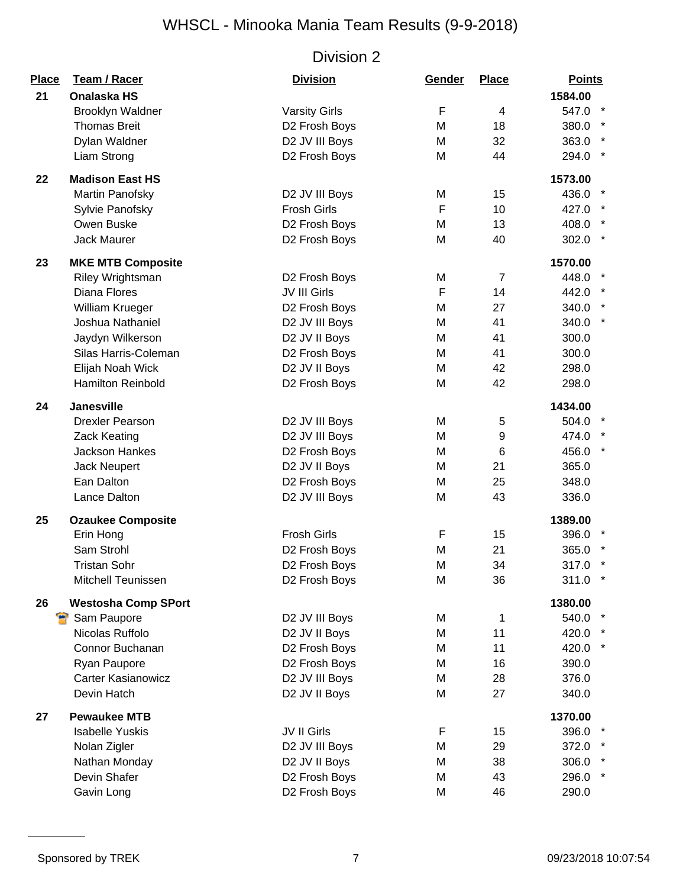# WHSCL - Minooka Mania Team Results (9-9-2018)

## Division 2

| Place | Team / Racer | Division | Gender | Place | Points | |
|---|---|---|---|---|---|---|
| 21 | **Onalaska HS** | | | | 1584.00 | |
| | Brooklyn Waldner | Varsity Girls | F | 4 | 547.0 | * |
| | Thomas Breit | D2 Frosh Boys | M | 18 | 380.0 | * |
| | Dylan Waldner | D2 JV III Boys | M | 32 | 363.0 | * |
| | Liam Strong | D2 Frosh Boys | M | 44 | 294.0 | * |
| 22 | **Madison East HS** | | | | 1573.00 | |
| | Martin Panofsky | D2 JV III Boys | M | 15 | 436.0 | * |
| | Sylvie Panofsky | Frosh Girls | F | 10 | 427.0 | * |
| | Owen Buske | D2 Frosh Boys | M | 13 | 408.0 | * |
| | Jack Maurer | D2 Frosh Boys | M | 40 | 302.0 | * |
| 23 | **MKE MTB Composite** | | | | 1570.00 | |
| | Riley Wrightsman | D2 Frosh Boys | M | 7 | 448.0 | * |
| | Diana Flores | JV III Girls | F | 14 | 442.0 | * |
| | William Krueger | D2 Frosh Boys | M | 27 | 340.0 | * |
| | Joshua Nathaniel | D2 JV III Boys | M | 41 | 340.0 | * |
| | Jaydyn Wilkerson | D2 JV II Boys | M | 41 | 300.0 | |
| | Silas Harris-Coleman | D2 Frosh Boys | M | 41 | 300.0 | |
| | Elijah Noah Wick | D2 JV II Boys | M | 42 | 298.0 | |
| | Hamilton Reinbold | D2 Frosh Boys | M | 42 | 298.0 | |
| 24 | **Janesville** | | | | 1434.00 | |
| | Drexler Pearson | D2 JV III Boys | M | 5 | 504.0 | * |
| | Zack Keating | D2 JV III Boys | M | 9 | 474.0 | * |
| | Jackson Hankes | D2 Frosh Boys | M | 6 | 456.0 | * |
| | Jack Neupert | D2 JV II Boys | M | 21 | 365.0 | |
| | Ean Dalton | D2 Frosh Boys | M | 25 | 348.0 | |
| | Lance Dalton | D2 JV III Boys | M | 43 | 336.0 | |
| 25 | **Ozaukee Composite** | | | | 1389.00 | |
| | Erin Hong | Frosh Girls | F | 15 | 396.0 | * |
| | Sam Strohl | D2 Frosh Boys | M | 21 | 365.0 | * |
| | Tristan Sohr | D2 Frosh Boys | M | 34 | 317.0 | * |
| | Mitchell Teunissen | D2 Frosh Boys | M | 36 | 311.0 | * |
| 26 | **Westosha Comp SPort** | | | | 1380.00 | |
| | Sam Paupore | D2 JV III Boys | M | 1 | 540.0 | * |
| | Nicolas Ruffolo | D2 JV II Boys | M | 11 | 420.0 | * |
| | Connor Buchanan | D2 Frosh Boys | M | 11 | 420.0 | * |
| | Ryan Paupore | D2 Frosh Boys | M | 16 | 390.0 | |
| | Carter Kasianowicz | D2 JV III Boys | M | 28 | 376.0 | |
| | Devin Hatch | D2 JV II Boys | M | 27 | 340.0 | |
| 27 | **Pewaukee MTB** | | | | 1370.00 | |
| | Isabelle Yuskis | JV II Girls | F | 15 | 396.0 | * |
| | Nolan Zigler | D2 JV III Boys | M | 29 | 372.0 | * |
| | Nathan Monday | D2 JV II Boys | M | 38 | 306.0 | * |
| | Devin Shafer | D2 Frosh Boys | M | 43 | 296.0 | * |
| | Gavin Long | D2 Frosh Boys | M | 46 | 290.0 | |

Sponsored by TREK

09/23/2018 10:07:54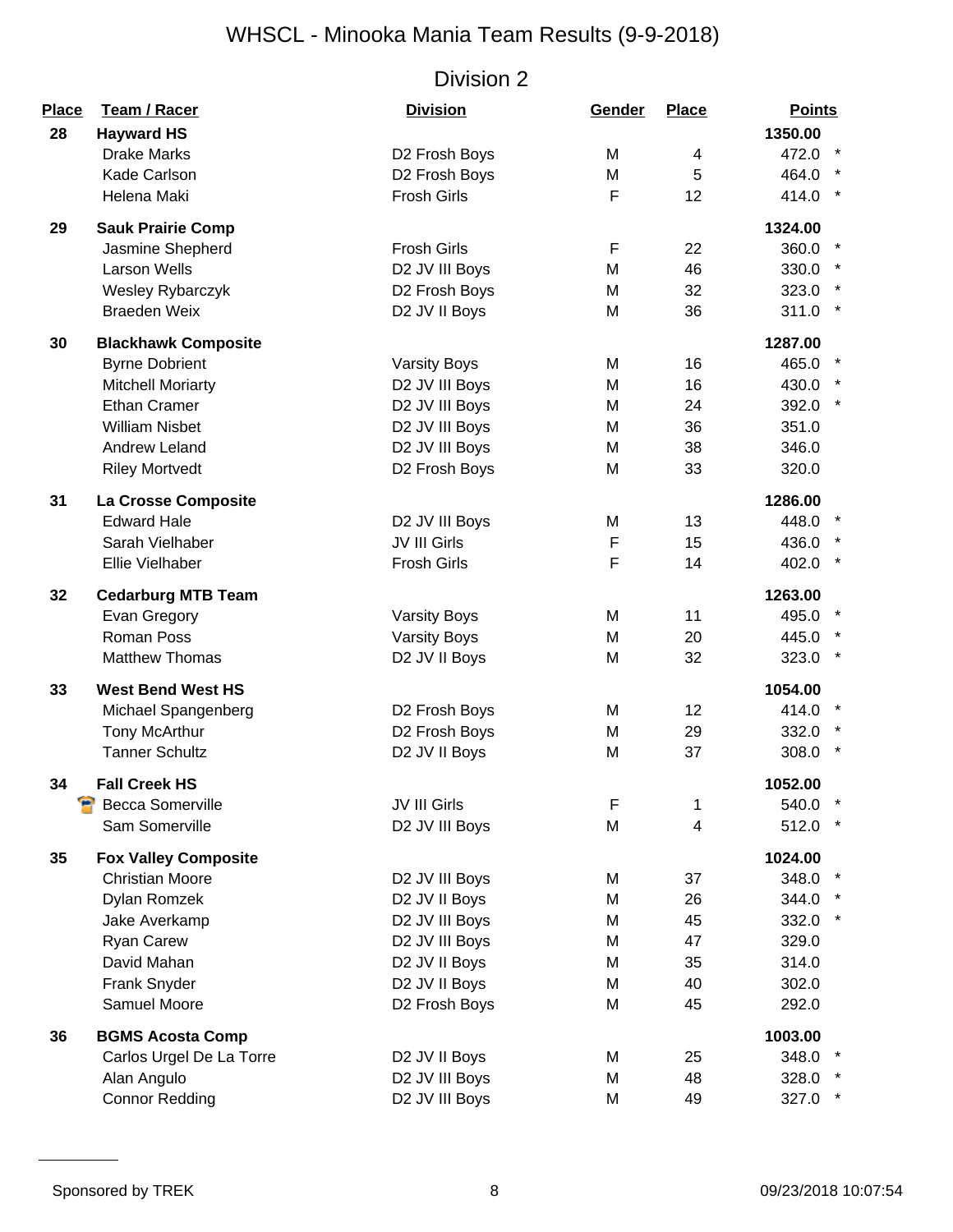# WHSCL - Minooka Mania Team Results (9-9-2018)

## Division 2

| Place | Team / Racer | Division | Gender | Place | Points | |
|---|---|---|---|---|---|---|
| 28 | **Hayward HS** | | | | **1350.00** | |
| | Drake Marks | D2 Frosh Boys | M | 4 | 472.0 | * |
| | Kade Carlson | D2 Frosh Boys | M | 5 | 464.0 | * |
| | Helena Maki | Frosh Girls | F | 12 | 414.0 | * |
| 29 | **Sauk Prairie Comp** | | | | **1324.00** | |
| | Jasmine Shepherd | Frosh Girls | F | 22 | 360.0 | * |
| | Larson Wells | D2 JV III Boys | M | 46 | 330.0 | * |
| | Wesley Rybarczyk | D2 Frosh Boys | M | 32 | 323.0 | * |
| | Braeden Weix | D2 JV II Boys | M | 36 | 311.0 | * |
| 30 | **Blackhawk Composite** | | | | **1287.00** | |
| | Byrne Dobrient | Varsity Boys | M | 16 | 465.0 | * |
| | Mitchell Moriarty | D2 JV III Boys | M | 16 | 430.0 | * |
| | Ethan Cramer | D2 JV III Boys | M | 24 | 392.0 | * |
| | William Nisbet | D2 JV III Boys | M | 36 | 351.0 | |
| | Andrew Leland | D2 JV III Boys | M | 38 | 346.0 | |
| | Riley Mortvedt | D2 Frosh Boys | M | 33 | 320.0 | |
| 31 | **La Crosse Composite** | | | | **1286.00** | |
| | Edward Hale | D2 JV III Boys | M | 13 | 448.0 | * |
| | Sarah Vielhaber | JV III Girls | F | 15 | 436.0 | * |
| | Ellie Vielhaber | Frosh Girls | F | 14 | 402.0 | * |
| 32 | **Cedarburg MTB Team** | | | | **1263.00** | |
| | Evan Gregory | Varsity Boys | M | 11 | 495.0 | * |
| | Roman Poss | Varsity Boys | M | 20 | 445.0 | * |
| | Matthew Thomas | D2 JV II Boys | M | 32 | 323.0 | * |
| 33 | **West Bend West HS** | | | | **1054.00** | |
| | Michael Spangenberg | D2 Frosh Boys | M | 12 | 414.0 | * |
| | Tony McArthur | D2 Frosh Boys | M | 29 | 332.0 | * |
| | Tanner Schultz | D2 JV II Boys | M | 37 | 308.0 | * |
| 34 | **Fall Creek HS** | | | | **1052.00** | |
| | Becca Somerville | JV III Girls | F | 1 | 540.0 | * |
| | Sam Somerville | D2 JV III Boys | M | 4 | 512.0 | * |
| 35 | **Fox Valley Composite** | | | | **1024.00** | |
| | Christian Moore | D2 JV III Boys | M | 37 | 348.0 | * |
| | Dylan Romzek | D2 JV II Boys | M | 26 | 344.0 | * |
| | Jake Averkamp | D2 JV III Boys | M | 45 | 332.0 | * |
| | Ryan Carew | D2 JV III Boys | M | 47 | 329.0 | |
| | David Mahan | D2 JV II Boys | M | 35 | 314.0 | |
| | Frank Snyder | D2 JV II Boys | M | 40 | 302.0 | |
| | Samuel Moore | D2 Frosh Boys | M | 45 | 292.0 | |
| 36 | **BGMS Acosta Comp** | | | | **1003.00** | |
| | Carlos Urgel De La Torre | D2 JV II Boys | M | 25 | 348.0 | * |
| | Alan Angulo | D2 JV III Boys | M | 48 | 328.0 | * |
| | Connor Redding | D2 JV III Boys | M | 49 | 327.0 | * |

Sponsored by TREK

09/23/2018 10:07:54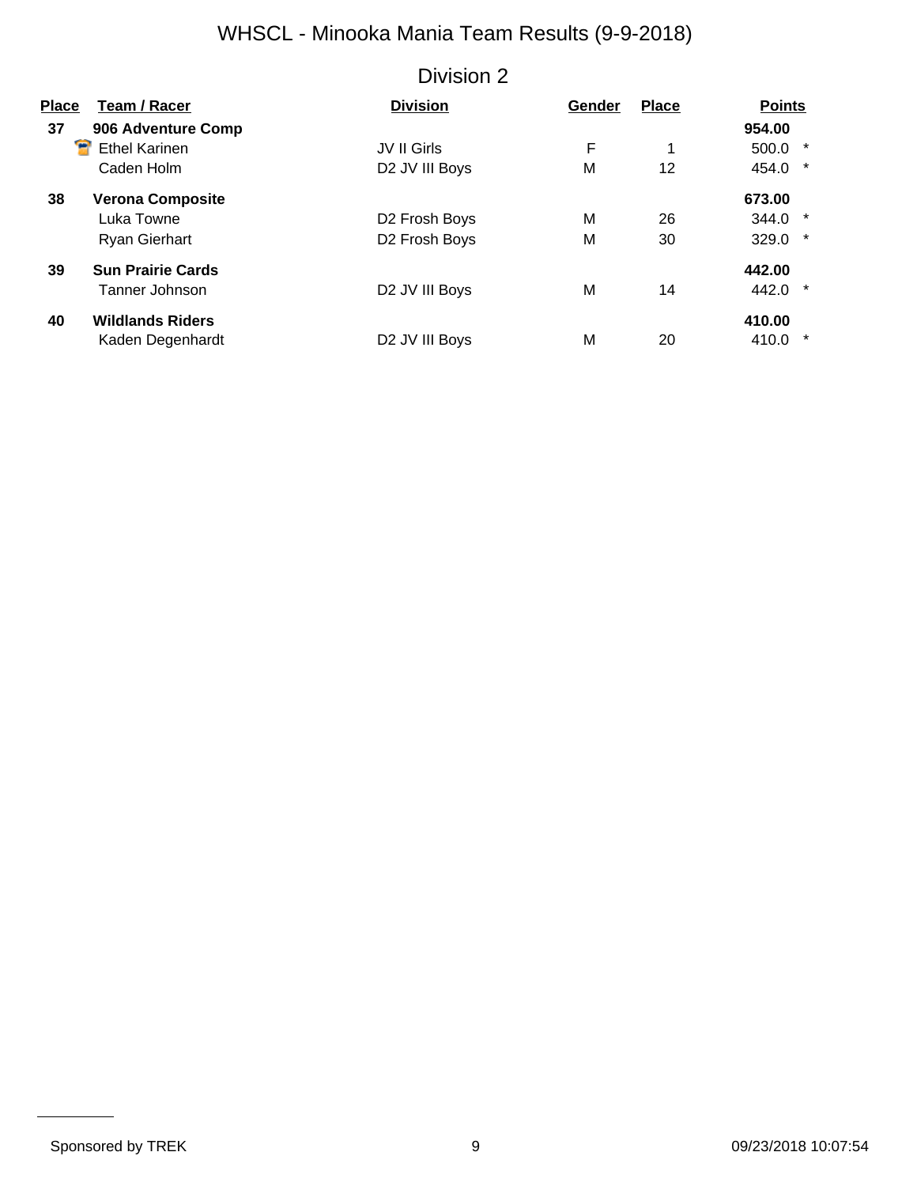# WHSCL - Minooka Mania Team Results (9-9-2018)

## Division 2

| Place | Team / Racer | Division | Gender | Place | Points | |
|---|---|---|---|---|---|---|
| **37** | **906 Adventure Comp** | | | | **954.00** | |
| | Ethel Karinen | JV II Girls | F | 1 | 500.0 | * |
| | Caden Holm | D2 JV III Boys | M | 12 | 454.0 | * |
| **38** | **Verona Composite** | | | | **673.00** | |
| | Luka Towne | D2 Frosh Boys | M | 26 | 344.0 | * |
| | Ryan Gierhart | D2 Frosh Boys | M | 30 | 329.0 | * |
| **39** | **Sun Prairie Cards** | | | | **442.00** | |
| | Tanner Johnson | D2 JV III Boys | M | 14 | 442.0 | * |
| **40** | **Wildlands Riders** | | | | **410.00** | |
| | Kaden Degenhardt | D2 JV III Boys | M | 20 | 410.0 | * |

Sponsored by TREK

09/23/2018 10:07:54